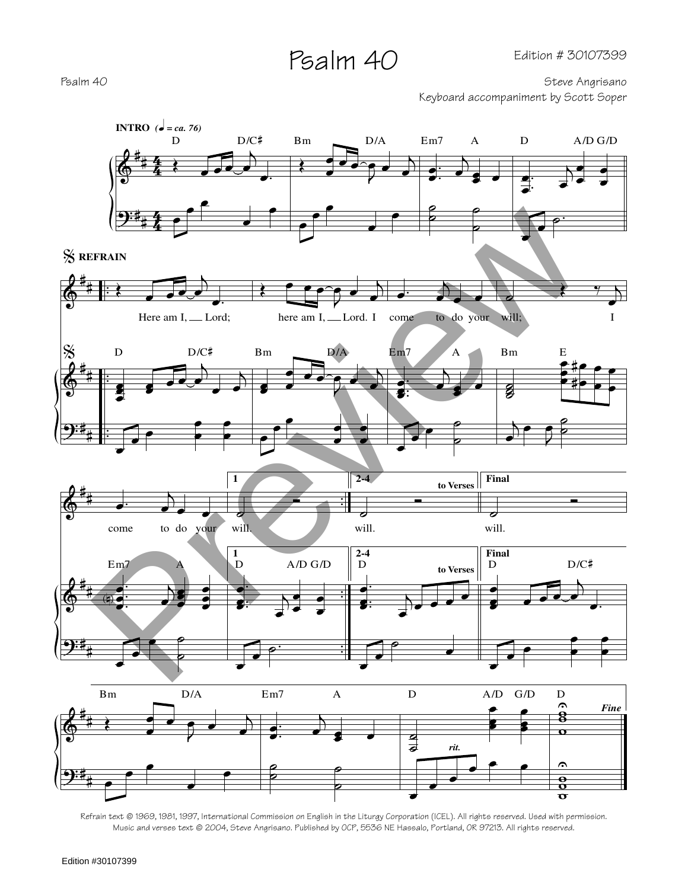# Psalm 40

Edition # 30107399

Psalm 40

Steve Angrisano
Keyboard accompaniment by Scott Soper

**INTRO** (♩ = ca. 76)

D D/C♯ Bm D/A Em7 A D A/D G/D

**REFRAIN**

D D/C♯ Bm D/A Em7 A Bm E

Here am I, __ Lord; here am I, __ Lord. I come to do your will; I

Em7 A | 1 D A/D G/D | 2-4 D *to Verses* | Final D D/C♯

come to do your will. | will. | will.

Bm D/A Em7 A D A/D G/D D *rit.* *Fine*

Refrain text © 1969, 1981, 1997, International Commission on English in the Liturgy Corporation (ICEL). All rights reserved. Used with permission.
Music and verses text © 2004, Steve Angrisano. Published by OCP, 5536 NE Hassalo, Portland, OR 97213. All rights reserved.

Edition #30107399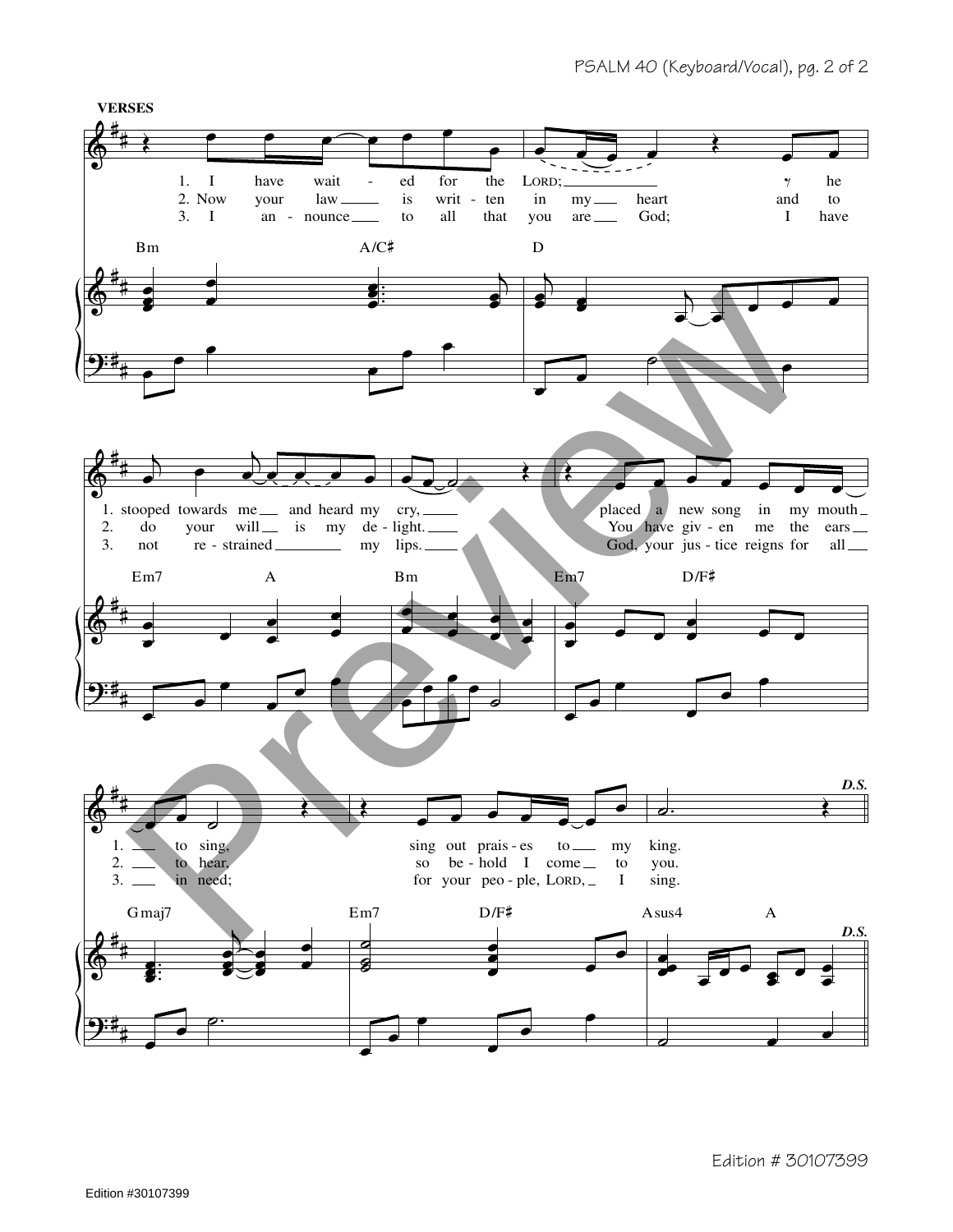**VERSES**

1. I have wait - ed for the LORD; he stooped towards me and heard my cry, placed a new song in my mouth to sing, sing out prais - es to my king.

2. Now your law is writ - ten in my heart and to do your will is my de - light. You have giv - en me the ears to hear, so be - hold I come to you.

3. I an - nounce to all that you are God; I have not re - strained my lips. God, your jus - tice reigns for all in need; for your peo - ple, LORD, I sing.

Bm A/C♯ D Em7 A Bm Em7 D/F♯ Gmaj7 Em7 D/F♯ Asus4 A

*D.S.*

Preview

Edition # 30107399